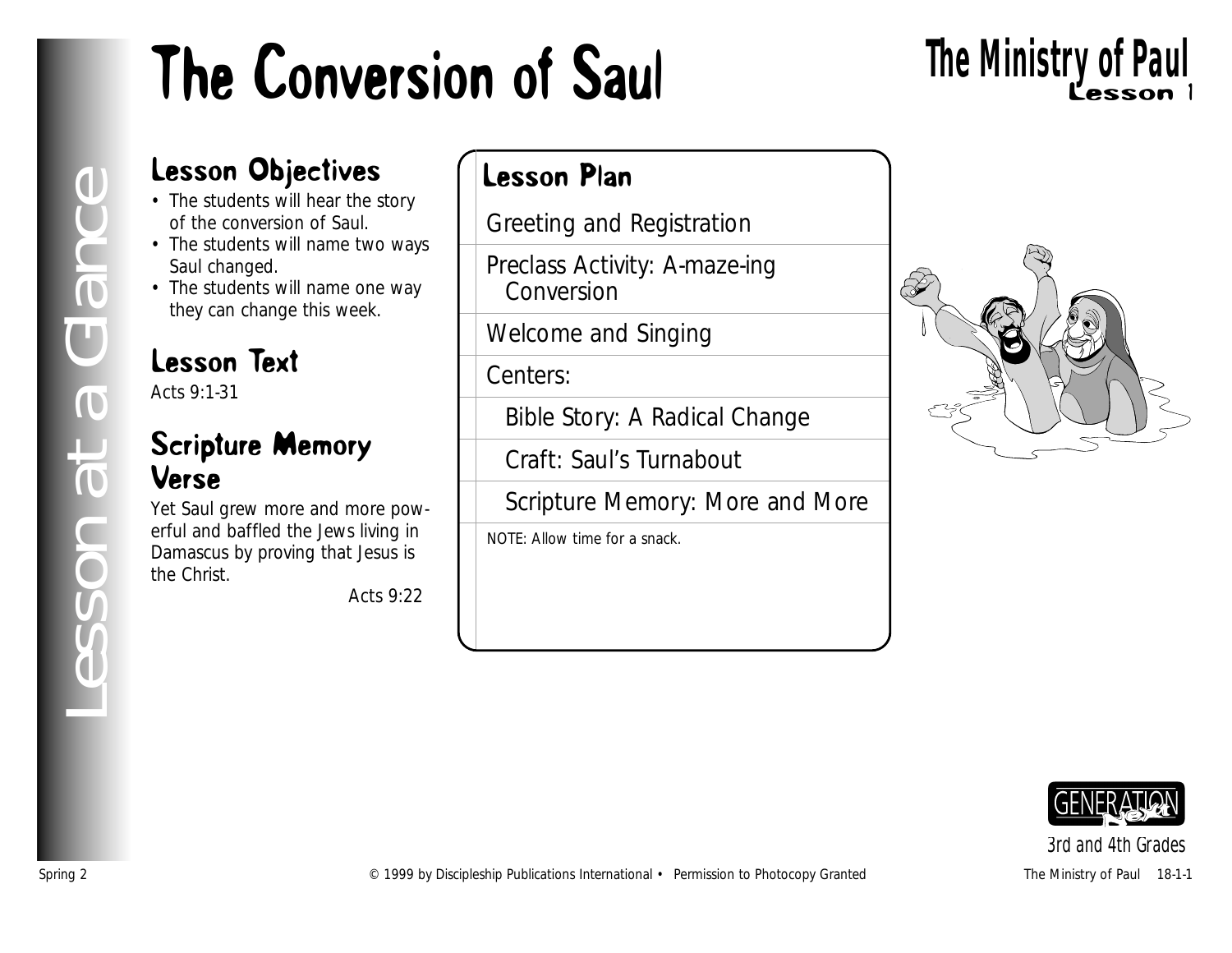# The Conversion of Saul

## The Ministry of Paul
**Lesson 1**

Lesson at a Glance

## Lesson Objectives

- The students will hear the story of the conversion of Saul.
- The students will name two ways Saul changed.
- The students will name one way they can change this week.

## Lesson Text

Acts 9:1-31

## Scripture Memory Verse

Yet Saul grew more and more powerful and baffled the Jews living in Damascus by proving that Jesus is the Christ.

Acts 9:22

## Lesson Plan

Greeting and Registration

Preclass Activity: A-maze-ing Conversion

Welcome and Singing

Centers:

- Bible Story: A Radical Change
- Craft: Saul's Turnabout
- Scripture Memory: More and More

NOTE: Allow time for a snack.

GENERATION Next

3rd and 4th Grades

Spring 2 © 1999 by Discipleship Publications International • Permission to Photocopy Granted The Ministry of Paul 18-1-1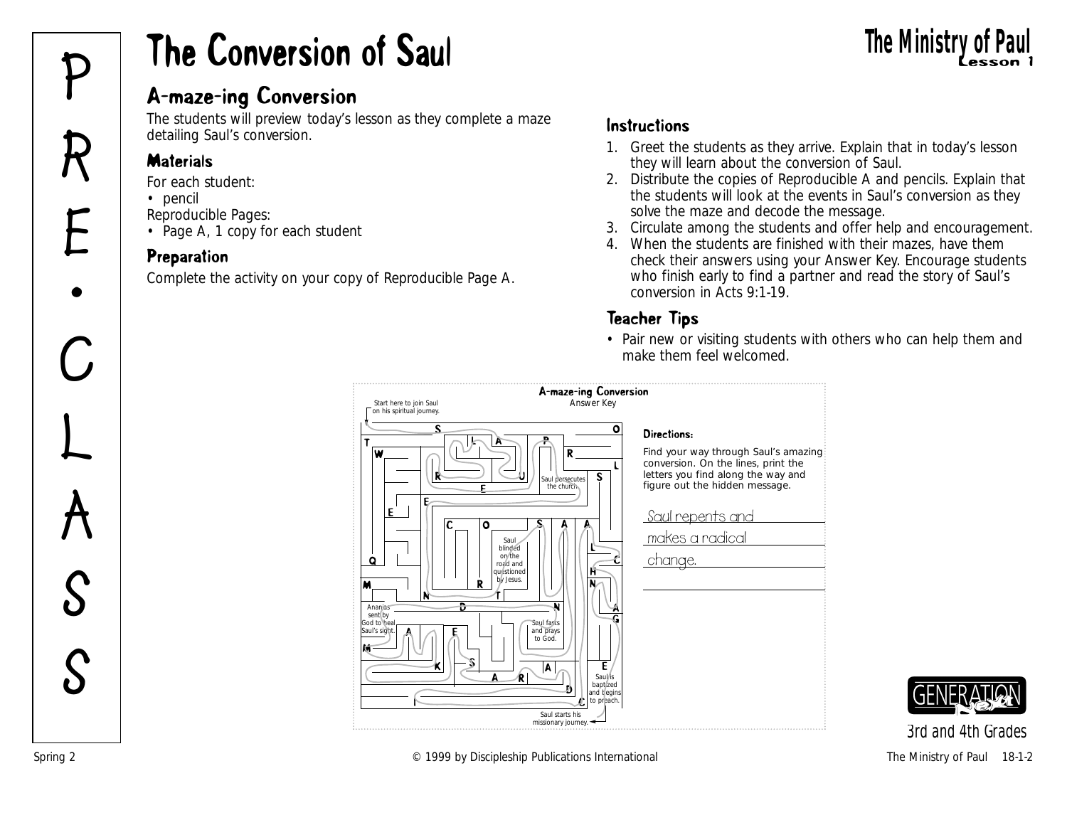# The Conversion of Saul

The Ministry of Paul
Lesson 1

PRE•CLASS

## A-maze-ing Conversion

The students will preview today's lesson as they complete a maze detailing Saul's conversion.

### Materials

For each student:
- pencil

Reproducible Pages:
- Page A, 1 copy for each student

### Preparation

Complete the activity on your copy of Reproducible Page A.

### Instructions

1. Greet the students as they arrive. Explain that in today's lesson they will learn about the conversion of Saul.
2. Distribute the copies of Reproducible A and pencils. Explain that the students will look at the events in Saul's conversion as they solve the maze and decode the message.
3. Circulate among the students and offer help and encouragement.
4. When the students are finished with their mazes, have them check their answers using your Answer Key. Encourage students who finish early to find a partner and read the story of Saul's conversion in Acts 9:1-19.

### Teacher Tips

- Pair new or visiting students with others who can help them and make them feel welcomed.

**A-maze-ing Conversion**
Answer Key

Start here to join Saul on his spiritual journey.

Saul persecutes the church.

Saul blinded on the road and questioned by Jesus.

Ananias sent by God to heal Saul's sight.

Saul fasts and prays to God.

Saul is baptized and begins to preach.

Saul starts his missionary journey.

**Directions:**

Find your way through Saul's amazing conversion. On the lines, print the letters you find along the way and figure out the hidden message.

Saul repents and makes a radical change.

3rd and 4th Grades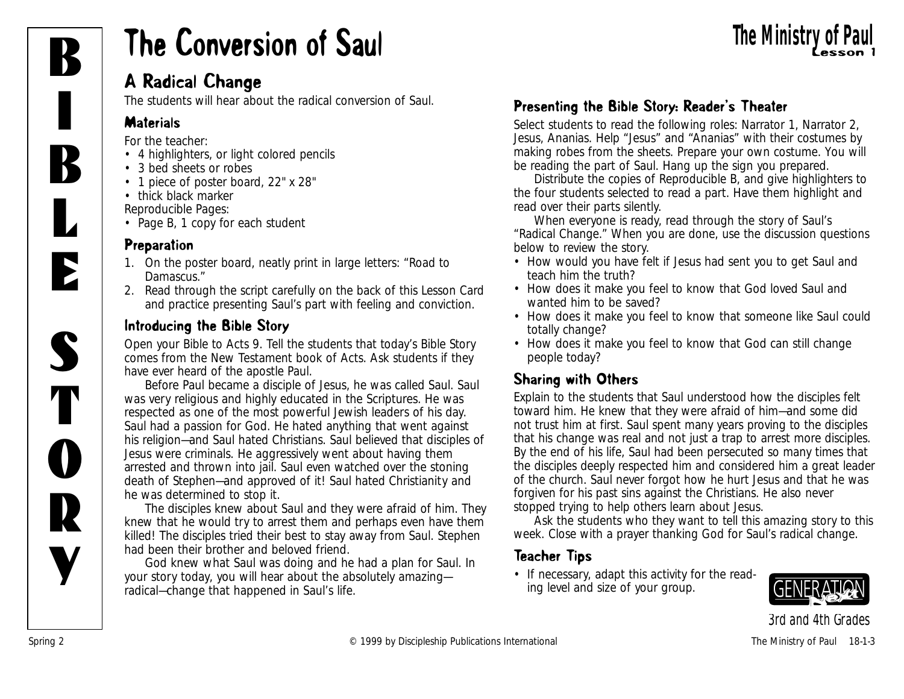# The Conversion of Saul

## A Radical Change

The students will hear about the radical conversion of Saul.

### Materials

For the teacher:
- 4 highlighters, or light colored pencils
- 3 bed sheets or robes
- 1 piece of poster board, 22" x 28"
- thick black marker

Reproducible Pages:
- Page B, 1 copy for each student

### Preparation

1. On the poster board, neatly print in large letters: "Road to Damascus."
2. Read through the script carefully on the back of this Lesson Card and practice presenting Saul's part with feeling and conviction.

### Introducing the Bible Story

Open your Bible to Acts 9. Tell the students that today's Bible Story comes from the New Testament book of Acts. Ask students if they have ever heard of the apostle Paul.

Before Paul became a disciple of Jesus, he was called Saul. Saul was very religious and highly educated in the Scriptures. He was respected as one of the most powerful Jewish leaders of his day. Saul had a passion for God. He hated anything that went against his religion—and Saul hated Christians. Saul believed that disciples of Jesus were criminals. He aggressively went about having them arrested and thrown into jail. Saul even watched over the stoning death of Stephen—and approved of it! Saul hated Christianity and he was determined to stop it.

The disciples knew about Saul and they were afraid of him. They knew that he would try to arrest them and perhaps even have them killed! The disciples tried their best to stay away from Saul. Stephen had been their brother and beloved friend.

God knew what Saul was doing and he had a plan for Saul. In your story today, you will hear about the absolutely amazing—radical—change that happened in Saul's life.

### Presenting the Bible Story: Reader's Theater

Select students to read the following roles: Narrator 1, Narrator 2, Jesus, Ananias. Help "Jesus" and "Ananias" with their costumes by making robes from the sheets. Prepare your own costume. You will be reading the part of Saul. Hang up the sign you prepared.

Distribute the copies of Reproducible B, and give highlighters to the four students selected to read a part. Have them highlight and read over their parts silently.

When everyone is ready, read through the story of Saul's "Radical Change." When you are done, use the discussion questions below to review the story.

- How would you have felt if Jesus had sent you to get Saul and teach him the truth?
- How does it make you feel to know that God loved Saul and wanted him to be saved?
- How does it make you feel to know that someone like Saul could totally change?
- How does it make you feel to know that God can still change people today?

### Sharing with Others

Explain to the students that Saul understood how the disciples felt toward him. He knew that they were afraid of him—and some did not trust him at first. Saul spent many years proving to the disciples that his change was real and not just a trap to arrest more disciples. By the end of his life, Saul had been persecuted so many times that the disciples deeply respected him and considered him a great leader of the church. Saul never forgot how he hurt Jesus and that he was forgiven for his past sins against the Christians. He also never stopped trying to help others learn about Jesus.

Ask the students who they want to tell this amazing story to this week. Close with a prayer thanking God for Saul's radical change.

### Teacher Tips

- If necessary, adapt this activity for the reading level and size of your group.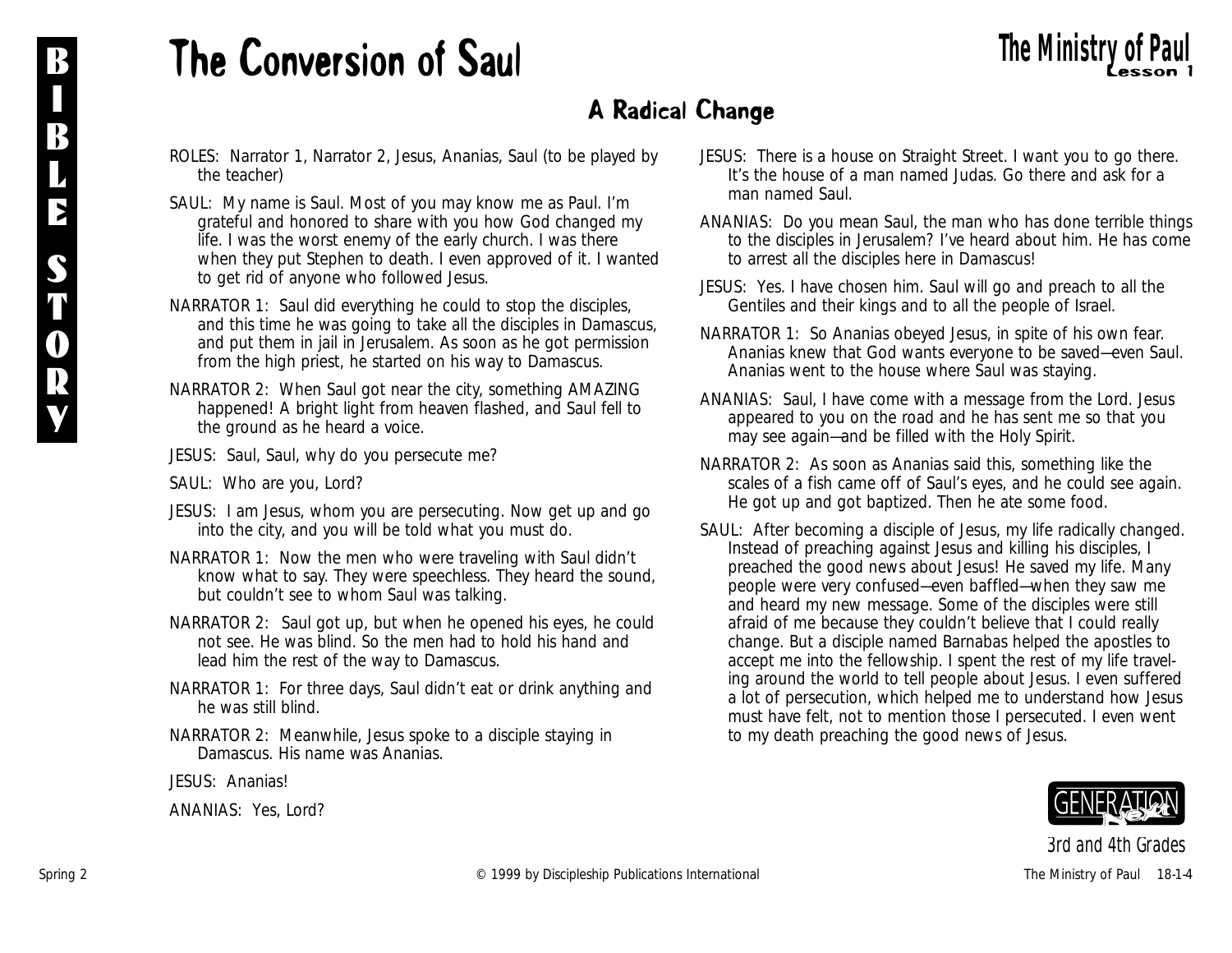# The Conversion of Saul

## A Radical Change

ROLES: Narrator 1, Narrator 2, Jesus, Ananias, Saul (to be played by the teacher)

SAUL: My name is Saul. Most of you may know me as Paul. I'm grateful and honored to share with you how God changed my life. I was the worst enemy of the early church. I was there when they put Stephen to death. I even approved of it. I wanted to get rid of anyone who followed Jesus.

NARRATOR 1: Saul did everything he could to stop the disciples, and this time he was going to take all the disciples in Damascus, and put them in jail in Jerusalem. As soon as he got permission from the high priest, he started on his way to Damascus.

NARRATOR 2: When Saul got near the city, something AMAZING happened! A bright light from heaven flashed, and Saul fell to the ground as he heard a voice.

JESUS: Saul, Saul, why do you persecute me?

SAUL: Who are you, Lord?

JESUS: I am Jesus, whom you are persecuting. Now get up and go into the city, and you will be told what you must do.

NARRATOR 1: Now the men who were traveling with Saul didn't know what to say. They were speechless. They heard the sound, but couldn't see to whom Saul was talking.

NARRATOR 2: Saul got up, but when he opened his eyes, he could not see. He was blind. So the men had to hold his hand and lead him the rest of the way to Damascus.

NARRATOR 1: For three days, Saul didn't eat or drink anything and he was still blind.

NARRATOR 2: Meanwhile, Jesus spoke to a disciple staying in Damascus. His name was Ananias.

JESUS: Ananias!

ANANIAS: Yes, Lord?

JESUS: There is a house on Straight Street. I want you to go there. It's the house of a man named Judas. Go there and ask for a man named Saul.

ANANIAS: Do you mean Saul, the man who has done terrible things to the disciples in Jerusalem? I've heard about him. He has come to arrest all the disciples here in Damascus!

JESUS: Yes. I have chosen him. Saul will go and preach to all the Gentiles and their kings and to all the people of Israel.

NARRATOR 1: So Ananias obeyed Jesus, in spite of his own fear. Ananias knew that God wants everyone to be saved—even Saul. Ananias went to the house where Saul was staying.

ANANIAS: Saul, I have come with a message from the Lord. Jesus appeared to you on the road and he has sent me so that you may see again—and be filled with the Holy Spirit.

NARRATOR 2: As soon as Ananias said this, something like the scales of a fish came off of Saul's eyes, and he could see again. He got up and got baptized. Then he ate some food.

SAUL: After becoming a disciple of Jesus, my life radically changed. Instead of preaching against Jesus and killing his disciples, I preached the good news about Jesus! He saved my life. Many people were very confused—even baffled—when they saw me and heard my new message. Some of the disciples were still afraid of me because they couldn't believe that I could really change. But a disciple named Barnabas helped the apostles to accept me into the fellowship. I spent the rest of my life traveling around the world to tell people about Jesus. I even suffered a lot of persecution, which helped me to understand how Jesus must have felt, not to mention those I persecuted. I even went to my death preaching the good news of Jesus.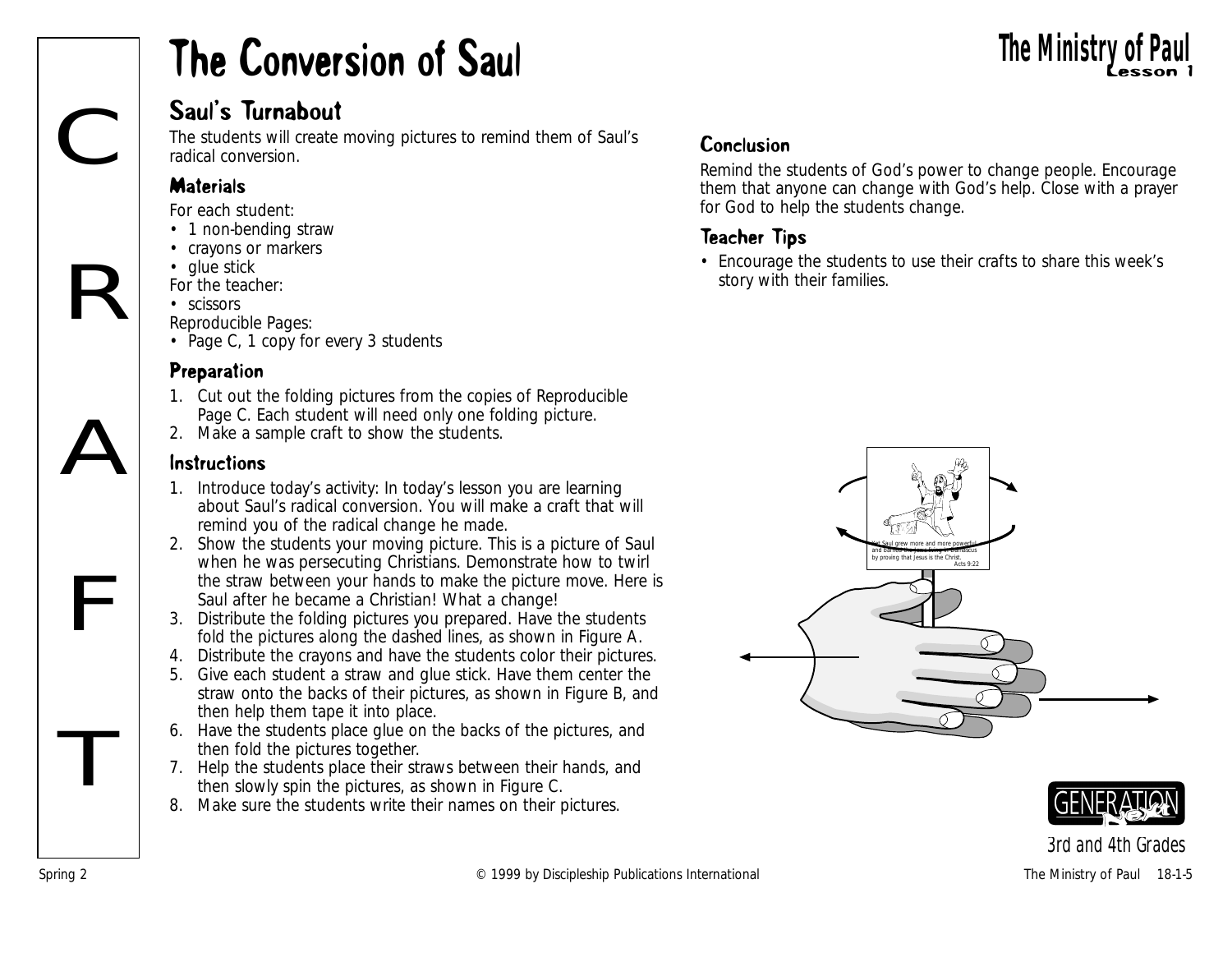# The Conversion of Saul

## Saul's Turnabout

The students will create moving pictures to remind them of Saul's radical conversion.

### Materials

For each student:
- 1 non-bending straw
- crayons or markers
- glue stick

For the teacher:
- scissors

Reproducible Pages:
- Page C, 1 copy for every 3 students

### Preparation

1. Cut out the folding pictures from the copies of Reproducible Page C. Each student will need only one folding picture.
2. Make a sample craft to show the students.

### Instructions

1. Introduce today's activity: In today's lesson you are learning about Saul's radical conversion. You will make a craft that will remind you of the radical change he made.
2. Show the students your moving picture. This is a picture of Saul when he was persecuting Christians. Demonstrate how to twirl the straw between your hands to make the picture move. Here is Saul after he became a Christian! What a change!
3. Distribute the folding pictures you prepared. Have the students fold the pictures along the dashed lines, as shown in Figure A.
4. Distribute the crayons and have the students color their pictures.
5. Give each student a straw and glue stick. Have them center the straw onto the backs of their pictures, as shown in Figure B, and then help them tape it into place.
6. Have the students place glue on the backs of the pictures, and then fold the pictures together.
7. Help the students place their straws between their hands, and then slowly spin the pictures, as shown in Figure C.
8. Make sure the students write their names on their pictures.

### Conclusion

Remind the students of God's power to change people. Encourage them that anyone can change with God's help. Close with a prayer for God to help the students change.

### Teacher Tips

- Encourage the students to use their crafts to share this week's story with their families.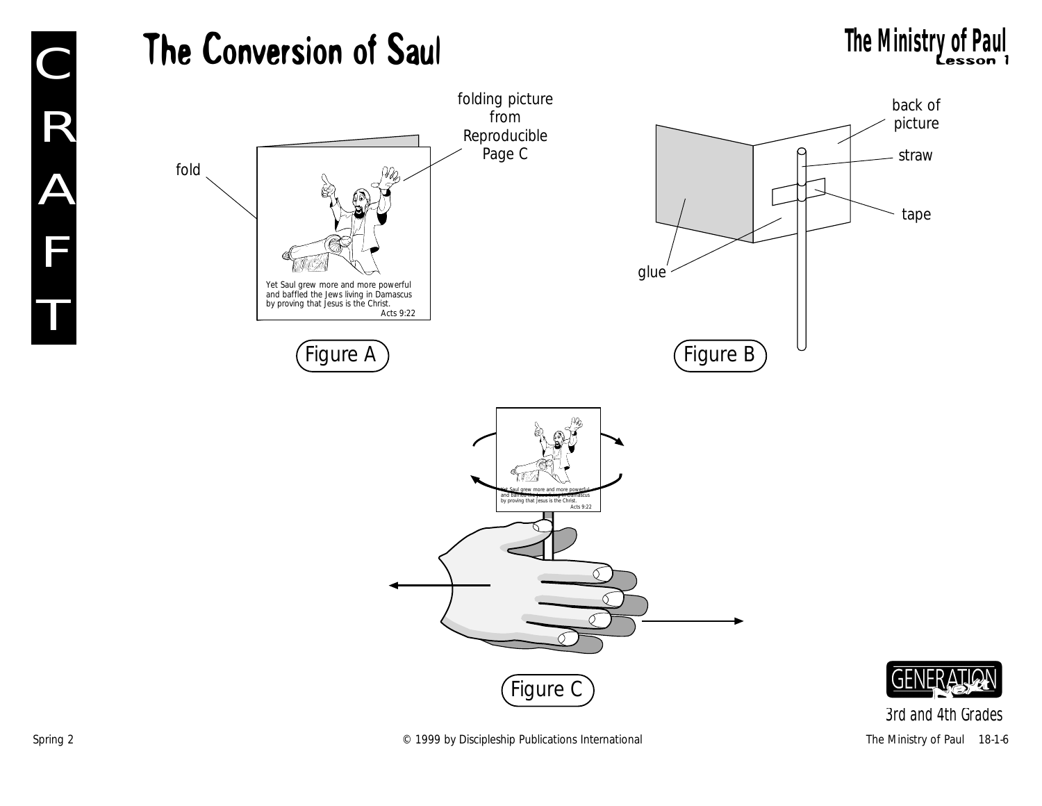# The Conversion of Saul

fold

folding picture from Reproducible Page C

Yet Saul grew more and more powerful and baffled the Jews living in Damascus by proving that Jesus is the Christ.
Acts 9:22

Figure A

back of picture

straw

tape

glue

Figure B

Yet Saul grew more and more powerful and baffled the Jews living in Damascus by proving that Jesus is the Christ.
Acts 9:22

Figure C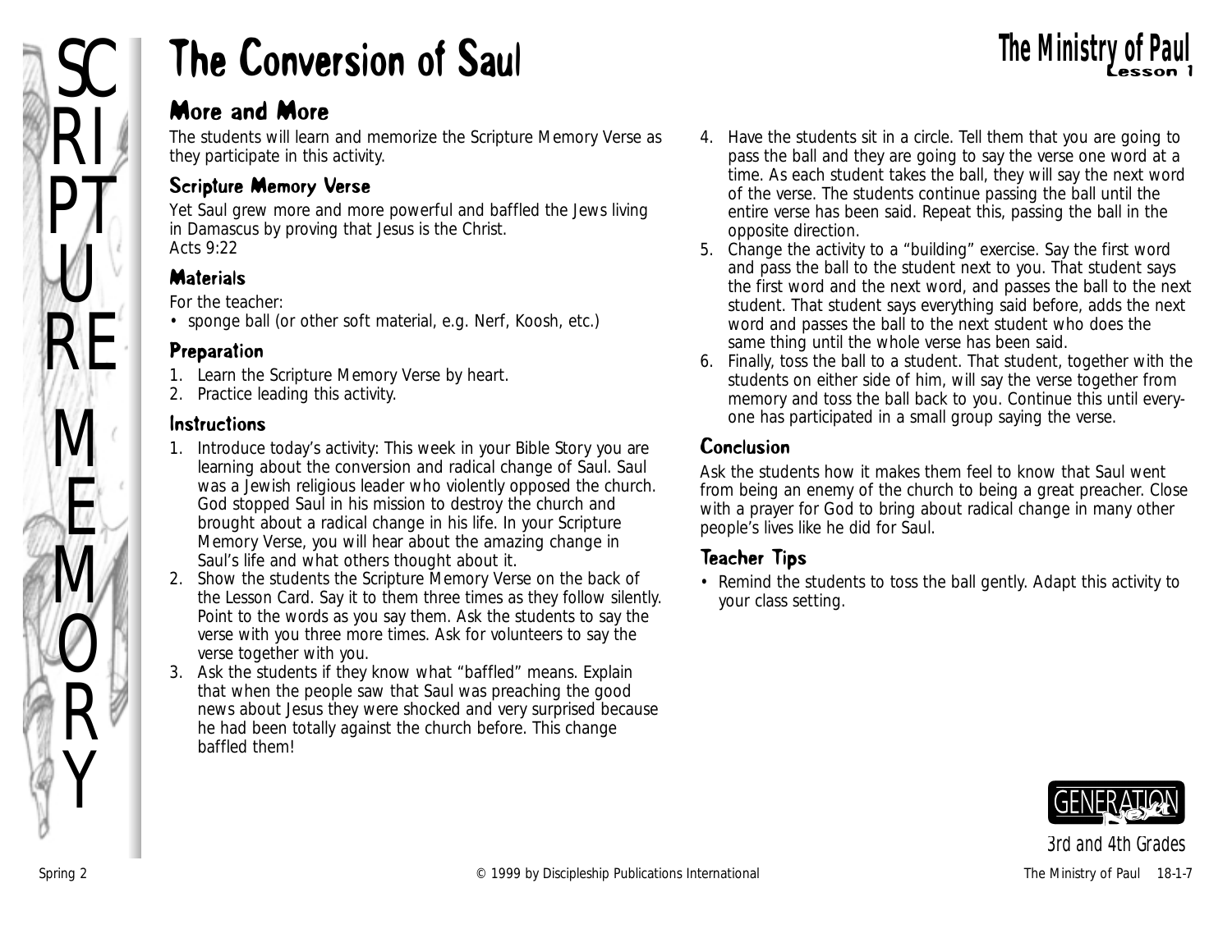# The Conversion of Saul

## More and More

The students will learn and memorize the Scripture Memory Verse as they participate in this activity.

### Scripture Memory Verse

Yet Saul grew more and more powerful and baffled the Jews living in Damascus by proving that Jesus is the Christ.
Acts 9:22

### Materials

For the teacher:

- sponge ball (or other soft material, e.g. Nerf, Koosh, etc.)

### Preparation

1. Learn the Scripture Memory Verse by heart.
2. Practice leading this activity.

### Instructions

1. Introduce today's activity: This week in your Bible Story you are learning about the conversion and radical change of Saul. Saul was a Jewish religious leader who violently opposed the church. God stopped Saul in his mission to destroy the church and brought about a radical change in his life. In your Scripture Memory Verse, you will hear about the amazing change in Saul's life and what others thought about it.
2. Show the students the Scripture Memory Verse on the back of the Lesson Card. Say it to them three times as they follow silently. Point to the words as you say them. Ask the students to say the verse with you three more times. Ask for volunteers to say the verse together with you.
3. Ask the students if they know what "baffled" means. Explain that when the people saw that Saul was preaching the good news about Jesus they were shocked and very surprised because he had been totally against the church before. This change baffled them!
4. Have the students sit in a circle. Tell them that you are going to pass the ball and they are going to say the verse one word at a time. As each student takes the ball, they will say the next word of the verse. The students continue passing the ball until the entire verse has been said. Repeat this, passing the ball in the opposite direction.
5. Change the activity to a "building" exercise. Say the first word and pass the ball to the student next to you. That student says the first word and the next word, and passes the ball to the next student. That student says everything said before, adds the next word and passes the ball to the next student who does the same thing until the whole verse has been said.
6. Finally, toss the ball to a student. That student, together with the students on either side of him, will say the verse together from memory and toss the ball back to you. Continue this until everyone has participated in a small group saying the verse.

### Conclusion

Ask the students how it makes them feel to know that Saul went from being an enemy of the church to being a great preacher. Close with a prayer for God to bring about radical change in many other people's lives like he did for Saul.

### Teacher Tips

- Remind the students to toss the ball gently. Adapt this activity to your class setting.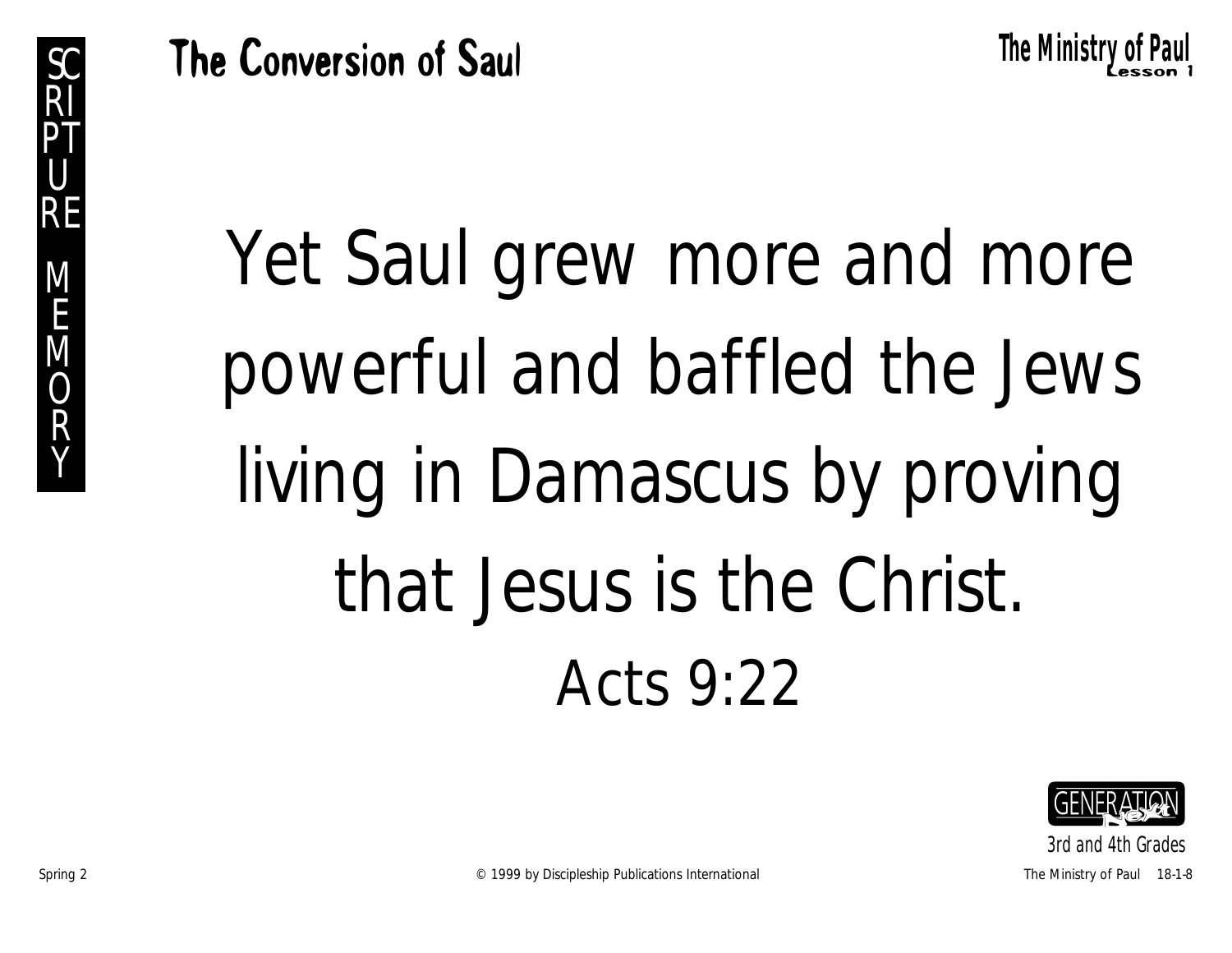SCRIPTURE MEMORY

# The Conversion of Saul

Yet Saul grew more and more powerful and baffled the Jews living in Damascus by proving that Jesus is the Christ.

Acts 9:22

GENERATION Next

3rd and 4th Grades

© 1999 by Discipleship Publications International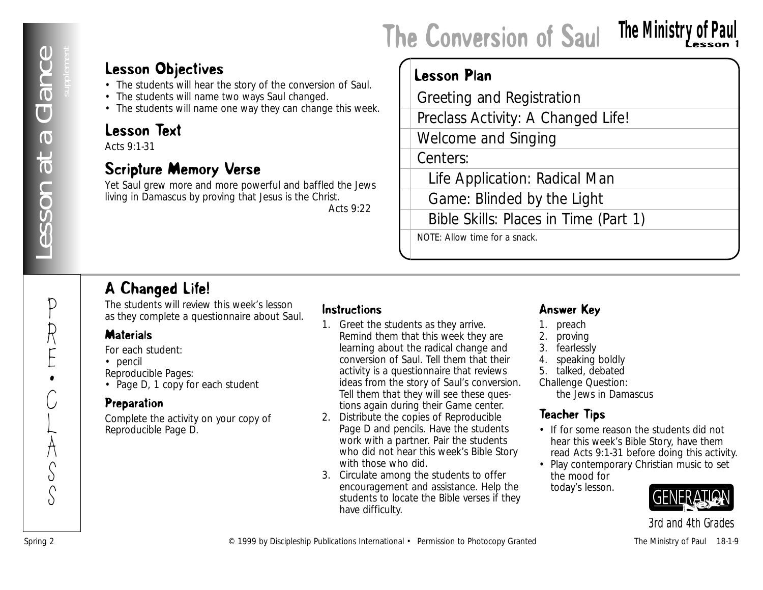# The Conversion of Saul

## The Ministry of Paul
Lesson 1

Lesson at a Glance supplement

### Lesson Objectives

- The students will hear the story of the conversion of Saul.
- The students will name two ways Saul changed.
- The students will name one way they can change this week.

### Lesson Text

Acts 9:1-31

### Scripture Memory Verse

Yet Saul grew more and more powerful and baffled the Jews living in Damascus by proving that Jesus is the Christ.

Acts 9:22

### Lesson Plan

- Greeting and Registration
- Preclass Activity: A Changed Life!
- Welcome and Singing
- Centers:
  - Life Application: Radical Man
  - Game: Blinded by the Light
  - Bible Skills: Places in Time (Part 1)

NOTE: Allow time for a snack.

PRE•CLASS

## A Changed Life!

The students will review this week's lesson as they complete a questionnaire about Saul.

### Materials

For each student:
- pencil

Reproducible Pages:
- Page D, 1 copy for each student

### Preparation

Complete the activity on your copy of Reproducible Page D.

### Instructions

1. Greet the students as they arrive. Remind them that this week they are learning about the radical change and conversion of Saul. Tell them that their activity is a questionnaire that reviews ideas from the story of Saul's conversion. Tell them that they will see these questions again during their Game center.
2. Distribute the copies of Reproducible Page D and pencils. Have the students work with a partner. Pair the students who did not hear this week's Bible Story with those who did.
3. Circulate among the students to offer encouragement and assistance. Help the students to locate the Bible verses if they have difficulty.

### Answer Key

1. preach
2. proving
3. fearlessly
4. speaking boldly
5. talked, debated

Challenge Question:
the Jews in Damascus

### Teacher Tips

- If for some reason the students did not hear this week's Bible Story, have them read Acts 9:1-31 before doing this activity.
- Play contemporary Christian music to set the mood for today's lesson.

GENERATION Next
3rd and 4th Grades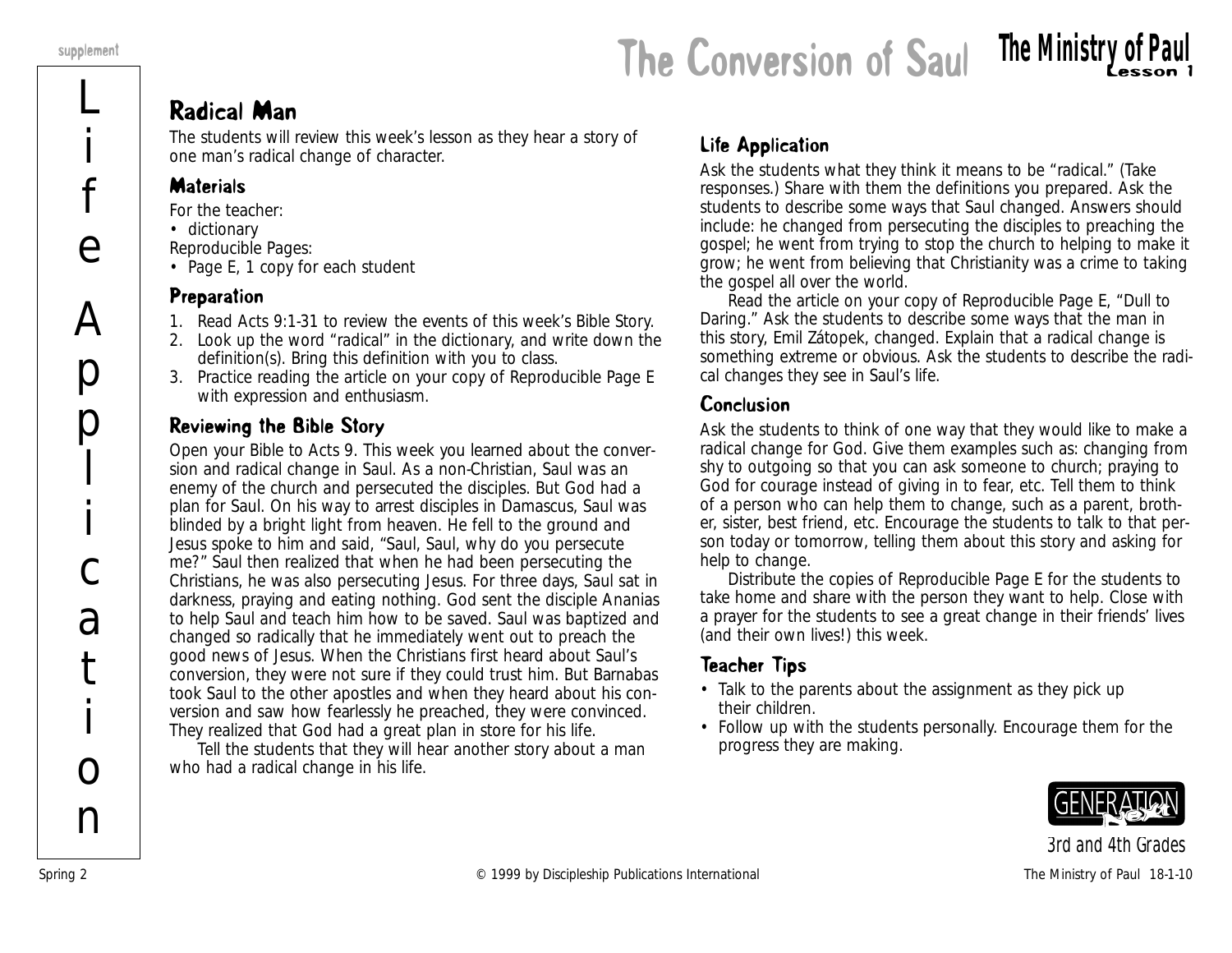# The Conversion of Saul

## Radical Man

The students will review this week's lesson as they hear a story of one man's radical change of character.

### Materials

For the teacher:
- dictionary

Reproducible Pages:
- Page E, 1 copy for each student

### Preparation

1. Read Acts 9:1-31 to review the events of this week's Bible Story.
2. Look up the word "radical" in the dictionary, and write down the definition(s). Bring this definition with you to class.
3. Practice reading the article on your copy of Reproducible Page E with expression and enthusiasm.

### Reviewing the Bible Story

Open your Bible to Acts 9. This week you learned about the conversion and radical change in Saul. As a non-Christian, Saul was an enemy of the church and persecuted the disciples. But God had a plan for Saul. On his way to arrest disciples in Damascus, Saul was blinded by a bright light from heaven. He fell to the ground and Jesus spoke to him and said, "Saul, Saul, why do you persecute me?" Saul then realized that when he had been persecuting the Christians, he was also persecuting Jesus. For three days, Saul sat in darkness, praying and eating nothing. God sent the disciple Ananias to help Saul and teach him how to be saved. Saul was baptized and changed so radically that he immediately went out to preach the good news of Jesus. When the Christians first heard about Saul's conversion, they were not sure if they could trust him. But Barnabas took Saul to the other apostles and when they heard about his conversion and saw how fearlessly he preached, they were convinced. They realized that God had a great plan in store for his life.

Tell the students that they will hear another story about a man who had a radical change in his life.

### Life Application

Ask the students what they think it means to be "radical." (Take responses.) Share with them the definitions you prepared. Ask the students to describe some ways that Saul changed. Answers should include: he changed from persecuting the disciples to preaching the gospel; he went from trying to stop the church to helping to make it grow; he went from believing that Christianity was a crime to taking the gospel all over the world.

Read the article on your copy of Reproducible Page E, "Dull to Daring." Ask the students to describe some ways that the man in this story, Emil Zátopek, changed. Explain that a radical change is something extreme or obvious. Ask the students to describe the radical changes they see in Saul's life.

### Conclusion

Ask the students to think of one way that they would like to make a radical change for God. Give them examples such as: changing from shy to outgoing so that you can ask someone to church; praying to God for courage instead of giving in to fear, etc. Tell them to think of a person who can help them to change, such as a parent, brother, sister, best friend, etc. Encourage the students to talk to that person today or tomorrow, telling them about this story and asking for help to change.

Distribute the copies of Reproducible Page E for the students to take home and share with the person they want to help. Close with a prayer for the students to see a great change in their friends' lives (and their own lives!) this week.

### Teacher Tips

- Talk to the parents about the assignment as they pick up their children.
- Follow up with the students personally. Encourage them for the progress they are making.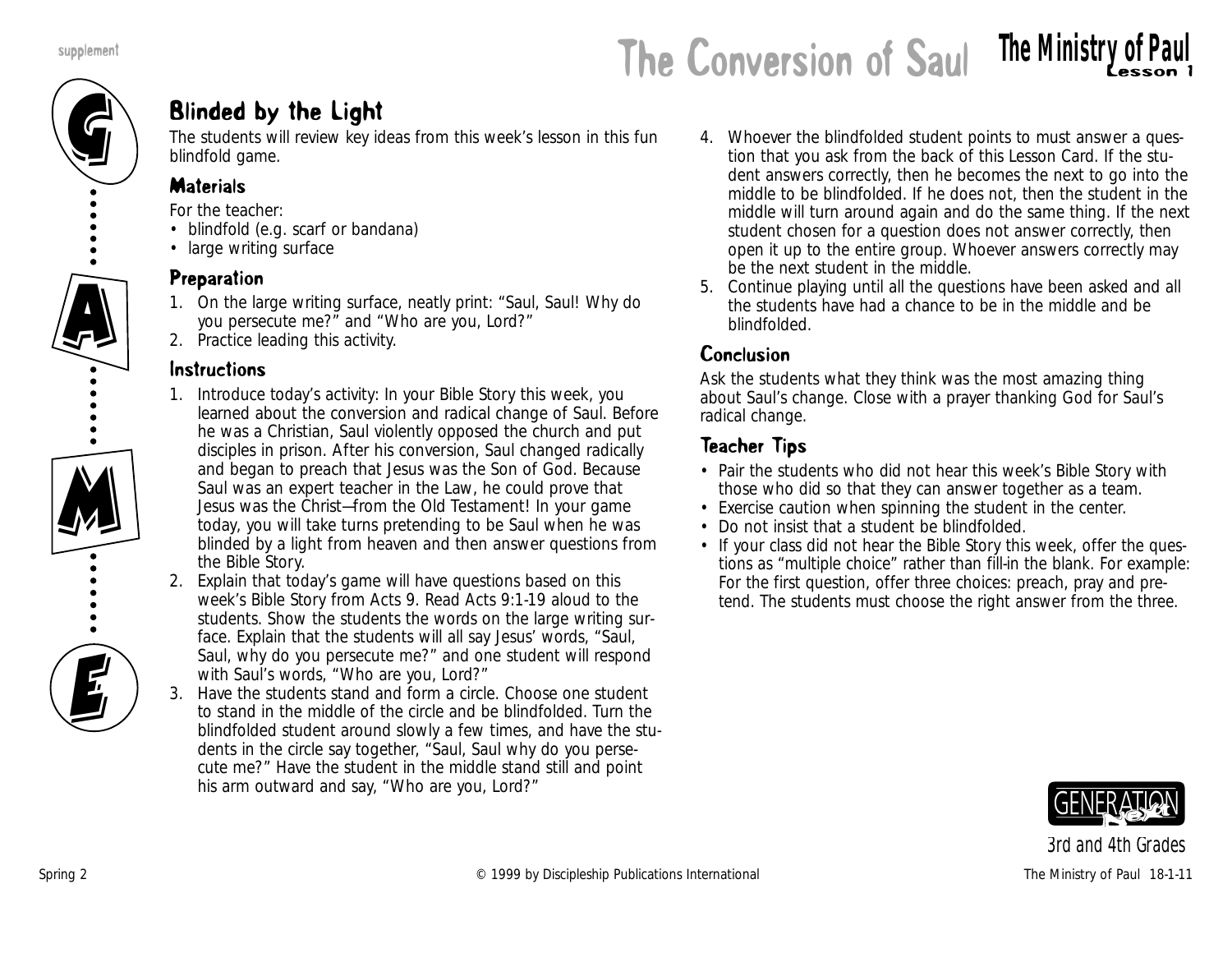# The Conversion of Saul

## Blinded by the Light

The students will review key ideas from this week's lesson in this fun blindfold game.

### Materials

For the teacher:

- blindfold (e.g. scarf or bandana)
- large writing surface

### Preparation

1. On the large writing surface, neatly print: "Saul, Saul! Why do you persecute me?" and "Who are you, Lord?"
2. Practice leading this activity.

### Instructions

1. Introduce today's activity: In your Bible Story this week, you learned about the conversion and radical change of Saul. Before he was a Christian, Saul violently opposed the church and put disciples in prison. After his conversion, Saul changed radically and began to preach that Jesus was the Son of God. Because Saul was an expert teacher in the Law, he could prove that Jesus was the Christ—from the Old Testament! In your game today, you will take turns pretending to be Saul when he was blinded by a light from heaven and then answer questions from the Bible Story.
2. Explain that today's game will have questions based on this week's Bible Story from Acts 9. Read Acts 9:1-19 aloud to the students. Show the students the words on the large writing surface. Explain that the students will all say Jesus' words, "Saul, Saul, why do you persecute me?" and one student will respond with Saul's words, "Who are you, Lord?"
3. Have the students stand and form a circle. Choose one student to stand in the middle of the circle and be blindfolded. Turn the blindfolded student around slowly a few times, and have the students in the circle say together, "Saul, Saul why do you persecute me?" Have the student in the middle stand still and point his arm outward and say, "Who are you, Lord?"
4. Whoever the blindfolded student points to must answer a question that you ask from the back of this Lesson Card. If the student answers correctly, then he becomes the next to go into the middle to be blindfolded. If he does not, then the student in the middle will turn around again and do the same thing. If the next student chosen for a question does not answer correctly, then open it up to the entire group. Whoever answers correctly may be the next student in the middle.
5. Continue playing until all the questions have been asked and all the students have had a chance to be in the middle and be blindfolded.

### Conclusion

Ask the students what they think was the most amazing thing about Saul's change. Close with a prayer thanking God for Saul's radical change.

### Teacher Tips

- Pair the students who did not hear this week's Bible Story with those who did so that they can answer together as a team.
- Exercise caution when spinning the student in the center.
- Do not insist that a student be blindfolded.
- If your class did not hear the Bible Story this week, offer the questions as "multiple choice" rather than fill-in the blank. For example: For the first question, offer three choices: preach, pray and pretend. The students must choose the right answer from the three.

3rd and 4th Grades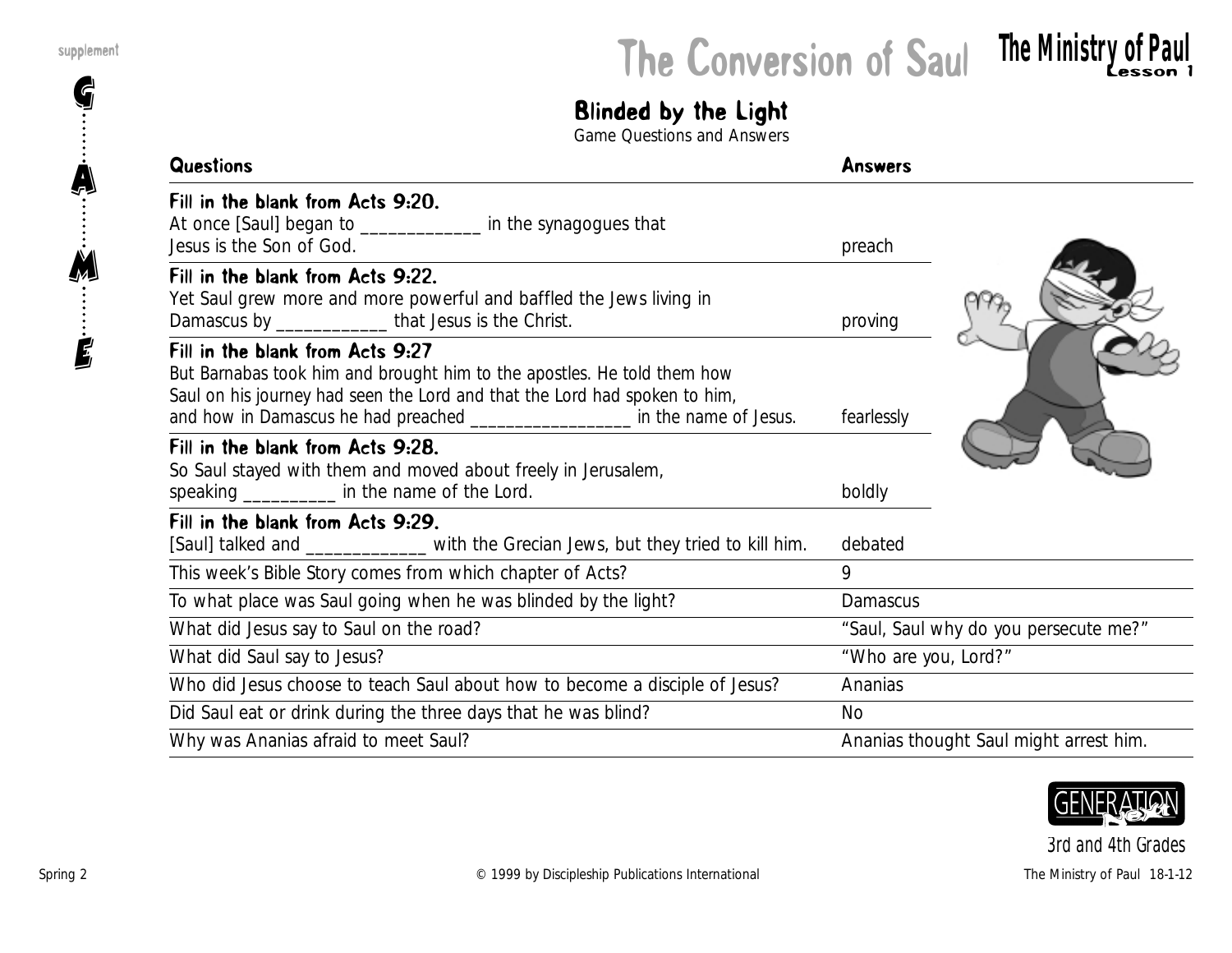# The Conversion of Saul

## The Ministry of Paul Lesson 1

supplement

GAME

### Blinded by the Light

Game Questions and Answers

| Questions | Answers |
|---|---|
| **Fill in the blank from Acts 9:20.** At once [Saul] began to _____________ in the synagogues that Jesus is the Son of God. | preach |
| **Fill in the blank from Acts 9:22.** Yet Saul grew more and more powerful and baffled the Jews living in Damascus by ____________ that Jesus is the Christ. | proving |
| **Fill in the blank from Acts 9:27** But Barnabas took him and brought him to the apostles. He told them how Saul on his journey had seen the Lord and that the Lord had spoken to him, and how in Damascus he had preached _________________ in the name of Jesus. | fearlessly |
| **Fill in the blank from Acts 9:28.** So Saul stayed with them and moved about freely in Jerusalem, speaking __________ in the name of the Lord. | boldly |
| **Fill in the blank from Acts 9:29.** [Saul] talked and _____________ with the Grecian Jews, but they tried to kill him. | debated |
| This week's Bible Story comes from which chapter of Acts? | 9 |
| To what place was Saul going when he was blinded by the light? | Damascus |
| What did Jesus say to Saul on the road? | "Saul, Saul why do you persecute me?" |
| What did Saul say to Jesus? | "Who are you, Lord?" |
| Who did Jesus choose to teach Saul about how to become a disciple of Jesus? | Ananias |
| Did Saul eat or drink during the three days that he was blind? | No |
| Why was Ananias afraid to meet Saul? | Ananias thought Saul might arrest him. |

GENERATION Next

3rd and 4th Grades

Spring 2 © 1999 by Discipleship Publications International The Ministry of Paul 18-1-12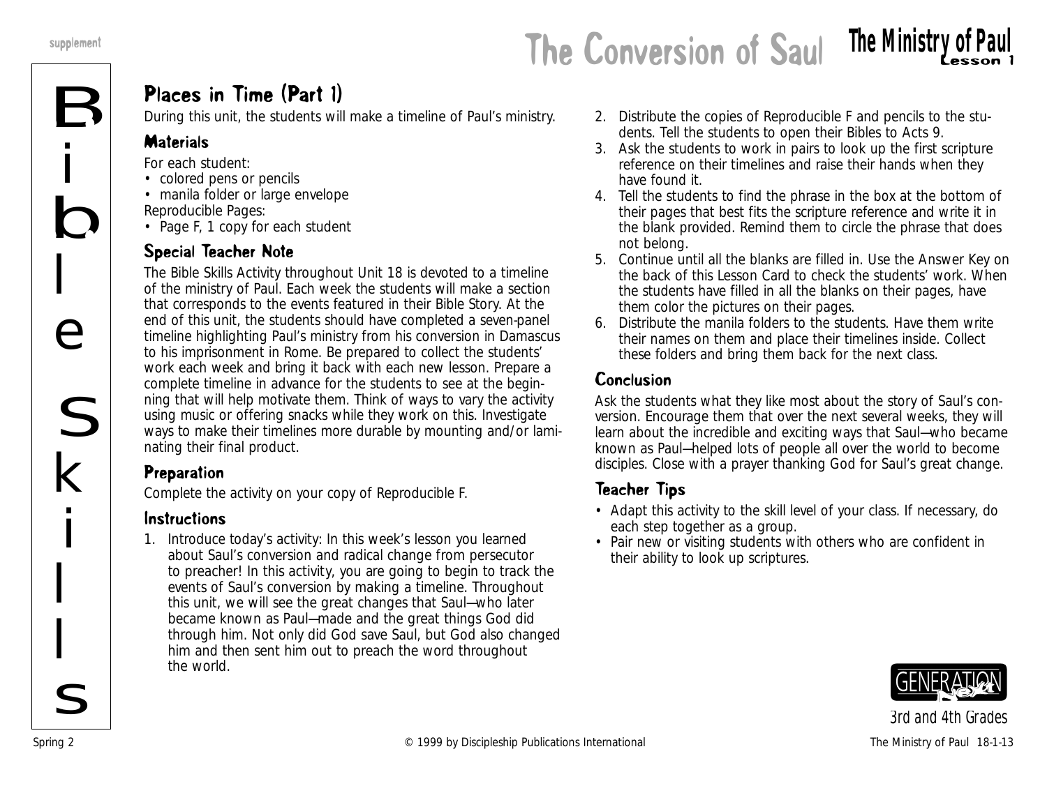# The Conversion of Saul

## Bible Skills

### Places in Time (Part 1)

During this unit, the students will make a timeline of Paul's ministry.

#### Materials

For each student:

- colored pens or pencils
- manila folder or large envelope

Reproducible Pages:

- Page F, 1 copy for each student

#### Special Teacher Note

The Bible Skills Activity throughout Unit 18 is devoted to a timeline of the ministry of Paul. Each week the students will make a section that corresponds to the events featured in their Bible Story. At the end of this unit, the students should have completed a seven-panel timeline highlighting Paul's ministry from his conversion in Damascus to his imprisonment in Rome. Be prepared to collect the students' work each week and bring it back with each new lesson. Prepare a complete timeline in advance for the students to see at the beginning that will help motivate them. Think of ways to vary the activity using music or offering snacks while they work on this. Investigate ways to make their timelines more durable by mounting and/or laminating their final product.

#### Preparation

Complete the activity on your copy of Reproducible F.

#### Instructions

1. Introduce today's activity: In this week's lesson you learned about Saul's conversion and radical change from persecutor to preacher! In this activity, you are going to begin to track the events of Saul's conversion by making a timeline. Throughout this unit, we will see the great changes that Saul—who later became known as Paul—made and the great things God did through him. Not only did God save Saul, but God also changed him and then sent him out to preach the word throughout the world.
2. Distribute the copies of Reproducible F and pencils to the students. Tell the students to open their Bibles to Acts 9.
3. Ask the students to work in pairs to look up the first scripture reference on their timelines and raise their hands when they have found it.
4. Tell the students to find the phrase in the box at the bottom of their pages that best fits the scripture reference and write it in the blank provided. Remind them to circle the phrase that does not belong.
5. Continue until all the blanks are filled in. Use the Answer Key on the back of this Lesson Card to check the students' work. When the students have filled in all the blanks on their pages, have them color the pictures on their pages.
6. Distribute the manila folders to the students. Have them write their names on them and place their timelines inside. Collect these folders and bring them back for the next class.

#### Conclusion

Ask the students what they like most about the story of Saul's conversion. Encourage them that over the next several weeks, they will learn about the incredible and exciting ways that Saul—who became known as Paul—helped lots of people all over the world to become disciples. Close with a prayer thanking God for Saul's great change.

#### Teacher Tips

- Adapt this activity to the skill level of your class. If necessary, do each step together as a group.
- Pair new or visiting students with others who are confident in their ability to look up scriptures.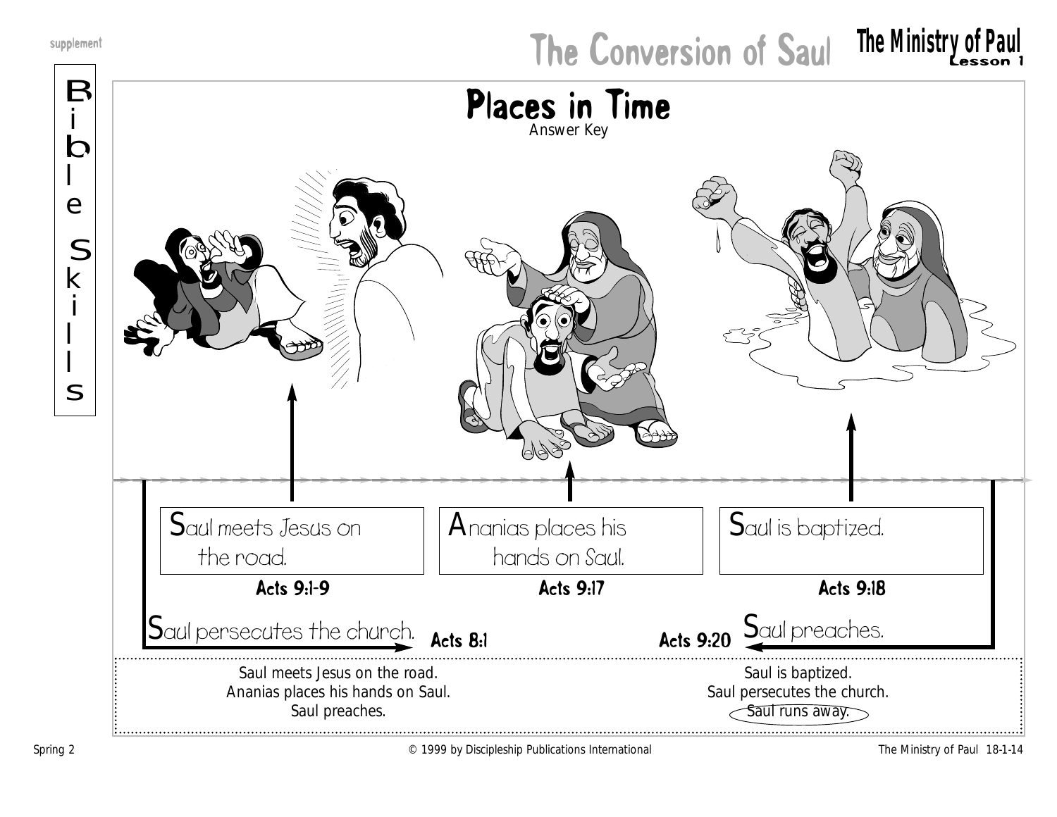supplement

# The Conversion of Saul

**The Ministry of Paul**
**Lesson 1**

Bible Skills

## Places in Time

Answer Key

Saul meets Jesus on the road.
**Acts 9:1-9**

Ananias places his hands on Saul.
**Acts 9:17**

Saul is baptized.
**Acts 9:18**

Saul persecutes the church. **Acts 8:1**

**Acts 9:20** Saul preaches.

Saul meets Jesus on the road.
Ananias places his hands on Saul.
Saul preaches.

Saul is baptized.
Saul persecutes the church.
Saul runs away.

Spring 2 © 1999 by Discipleship Publications International The Ministry of Paul 18-1-14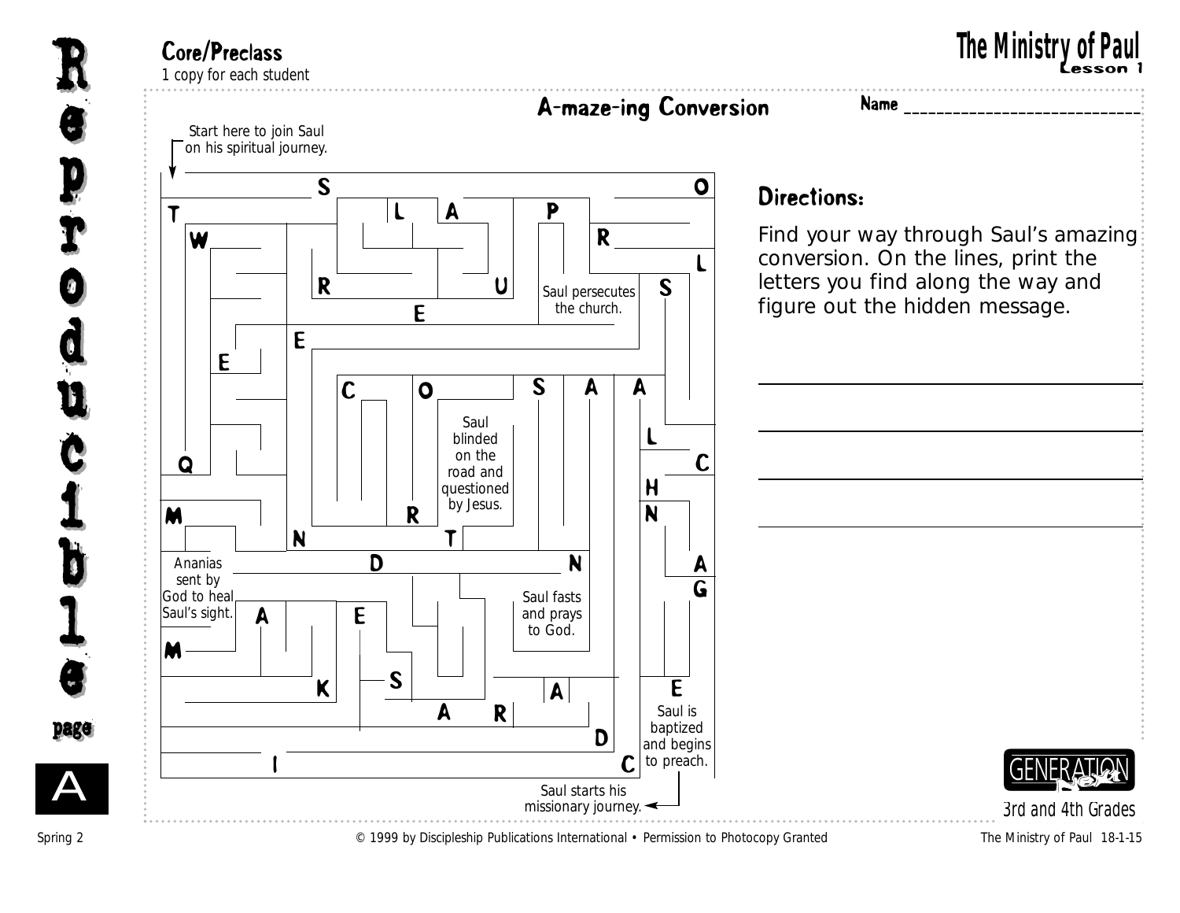## Core/Preclass

1 copy for each student

# The Ministry of Paul

Lesson 1

## A-maze-ing Conversion

Name ______________________________

Start here to join Saul on his spiritual journey.

S O T L A P W R L R U S Saul persecutes the church. E E E C O S A A Saul blinded on the road and questioned by Jesus. L Q C H M R N N T D N A Ananias sent by God to heal Saul's sight. G Saul fasts and prays to God. A E M S K A E A R D Saul is baptized and begins to preach. I C

Saul starts his missionary journey.

### Directions:

Find your way through Saul's amazing conversion. On the lines, print the letters you find along the way and figure out the hidden message.

______________________________________

______________________________________

______________________________________

______________________________________

3rd and 4th Grades

© 1999 by Discipleship Publications International • Permission to Photocopy Granted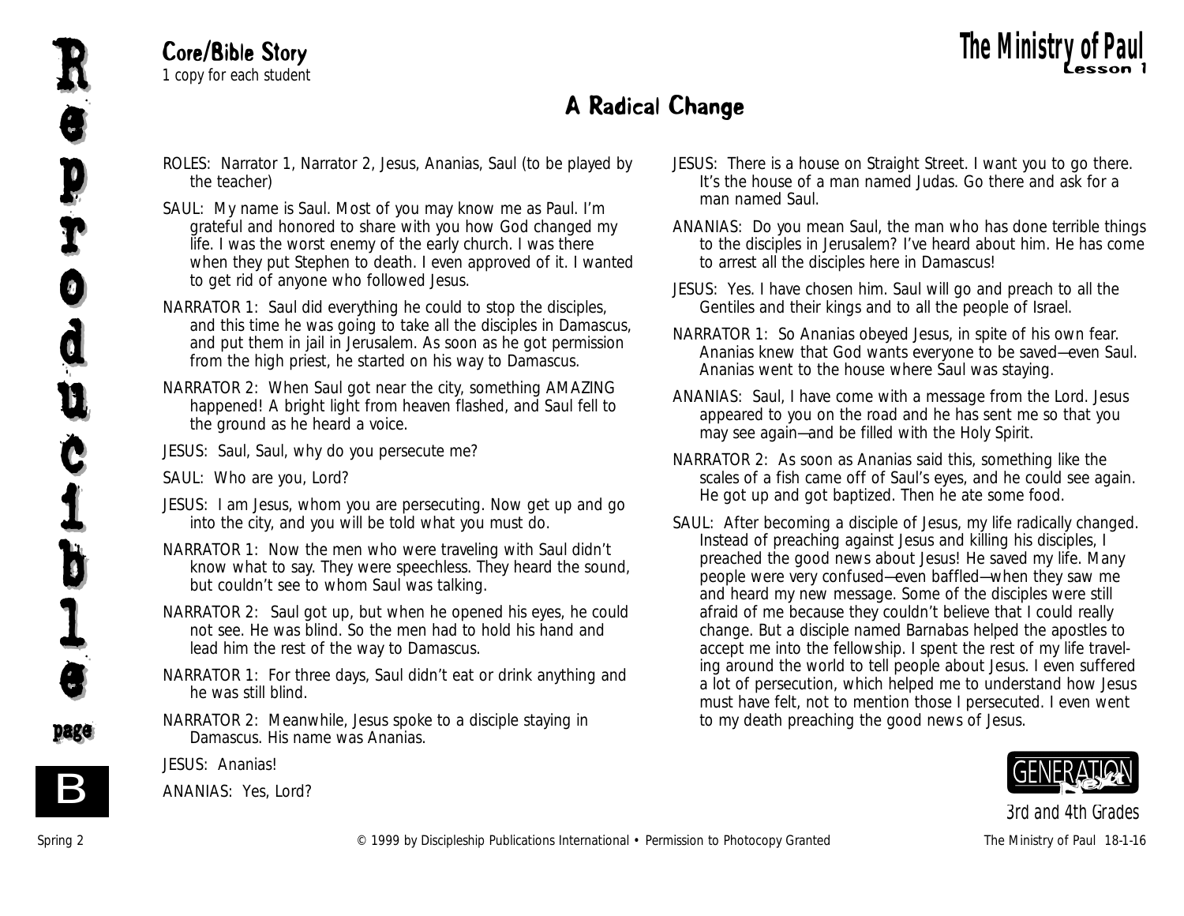**Core/Bible Story**
*1 copy for each student*

# A Radical Change

ROLES: Narrator 1, Narrator 2, Jesus, Ananias, Saul (to be played by the teacher)

SAUL: My name is Saul. Most of you may know me as Paul. I'm grateful and honored to share with you how God changed my life. I was the worst enemy of the early church. I was there when they put Stephen to death. I even approved of it. I wanted to get rid of anyone who followed Jesus.

NARRATOR 1: Saul did everything he could to stop the disciples, and this time he was going to take all the disciples in Damascus, and put them in jail in Jerusalem. As soon as he got permission from the high priest, he started on his way to Damascus.

NARRATOR 2: When Saul got near the city, something AMAZING happened! A bright light from heaven flashed, and Saul fell to the ground as he heard a voice.

JESUS: Saul, Saul, why do you persecute me?

SAUL: Who are you, Lord?

JESUS: I am Jesus, whom you are persecuting. Now get up and go into the city, and you will be told what you must do.

NARRATOR 1: Now the men who were traveling with Saul didn't know what to say. They were speechless. They heard the sound, but couldn't see to whom Saul was talking.

NARRATOR 2: Saul got up, but when he opened his eyes, he could not see. He was blind. So the men had to hold his hand and lead him the rest of the way to Damascus.

NARRATOR 1: For three days, Saul didn't eat or drink anything and he was still blind.

NARRATOR 2: Meanwhile, Jesus spoke to a disciple staying in Damascus. His name was Ananias.

JESUS: Ananias!

ANANIAS: Yes, Lord?

JESUS: There is a house on Straight Street. I want you to go there. It's the house of a man named Judas. Go there and ask for a man named Saul.

ANANIAS: Do you mean Saul, the man who has done terrible things to the disciples in Jerusalem? I've heard about him. He has come to arrest all the disciples here in Damascus!

JESUS: Yes. I have chosen him. Saul will go and preach to all the Gentiles and their kings and to all the people of Israel.

NARRATOR 1: So Ananias obeyed Jesus, in spite of his own fear. Ananias knew that God wants everyone to be saved—even Saul. Ananias went to the house where Saul was staying.

ANANIAS: Saul, I have come with a message from the Lord. Jesus appeared to you on the road and he has sent me so that you may see again—and be filled with the Holy Spirit.

NARRATOR 2: As soon as Ananias said this, something like the scales of a fish came off of Saul's eyes, and he could see again. He got up and got baptized. Then he ate some food.

SAUL: After becoming a disciple of Jesus, my life radically changed. Instead of preaching against Jesus and killing his disciples, I preached the good news about Jesus! He saved my life. Many people were very confused—even baffled—when they saw me and heard my new message. Some of the disciples were still afraid of me because they couldn't believe that I could really change. But a disciple named Barnabas helped the apostles to accept me into the fellowship. I spent the rest of my life traveling around the world to tell people about Jesus. I even suffered a lot of persecution, which helped me to understand how Jesus must have felt, not to mention those I persecuted. I even went to my death preaching the good news of Jesus.

© 1999 by Discipleship Publications International • Permission to Photocopy Granted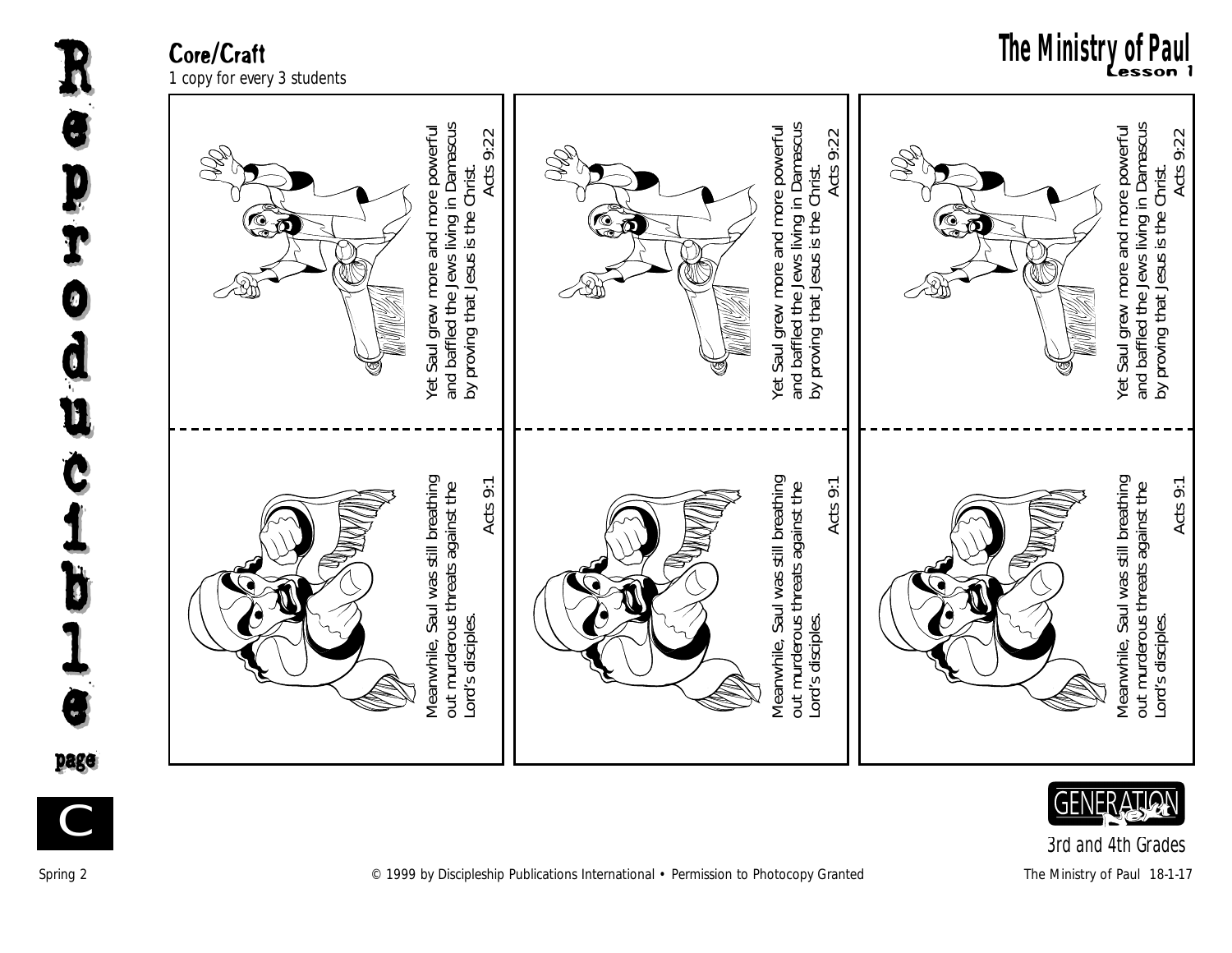## Core/Craft

*1 copy for every 3 students*

# The Ministry of Paul
Lesson 1

Yet Saul grew more and more powerful and baffled the Jews living in Damascus by proving that Jesus is the Christ.
Acts 9:22

Meanwhile, Saul was still breathing out murderous threats against the Lord's disciples.
Acts 9:1

Yet Saul grew more and more powerful and baffled the Jews living in Damascus by proving that Jesus is the Christ.
Acts 9:22

Meanwhile, Saul was still breathing out murderous threats against the Lord's disciples.
Acts 9:1

Yet Saul grew more and more powerful and baffled the Jews living in Damascus by proving that Jesus is the Christ.
Acts 9:22

Meanwhile, Saul was still breathing out murderous threats against the Lord's disciples.
Acts 9:1

Reproducible page C

GENERATION Next
3rd and 4th Grades

Spring 2 © 1999 by Discipleship Publications International • Permission to Photocopy Granted The Ministry of Paul 18-1-17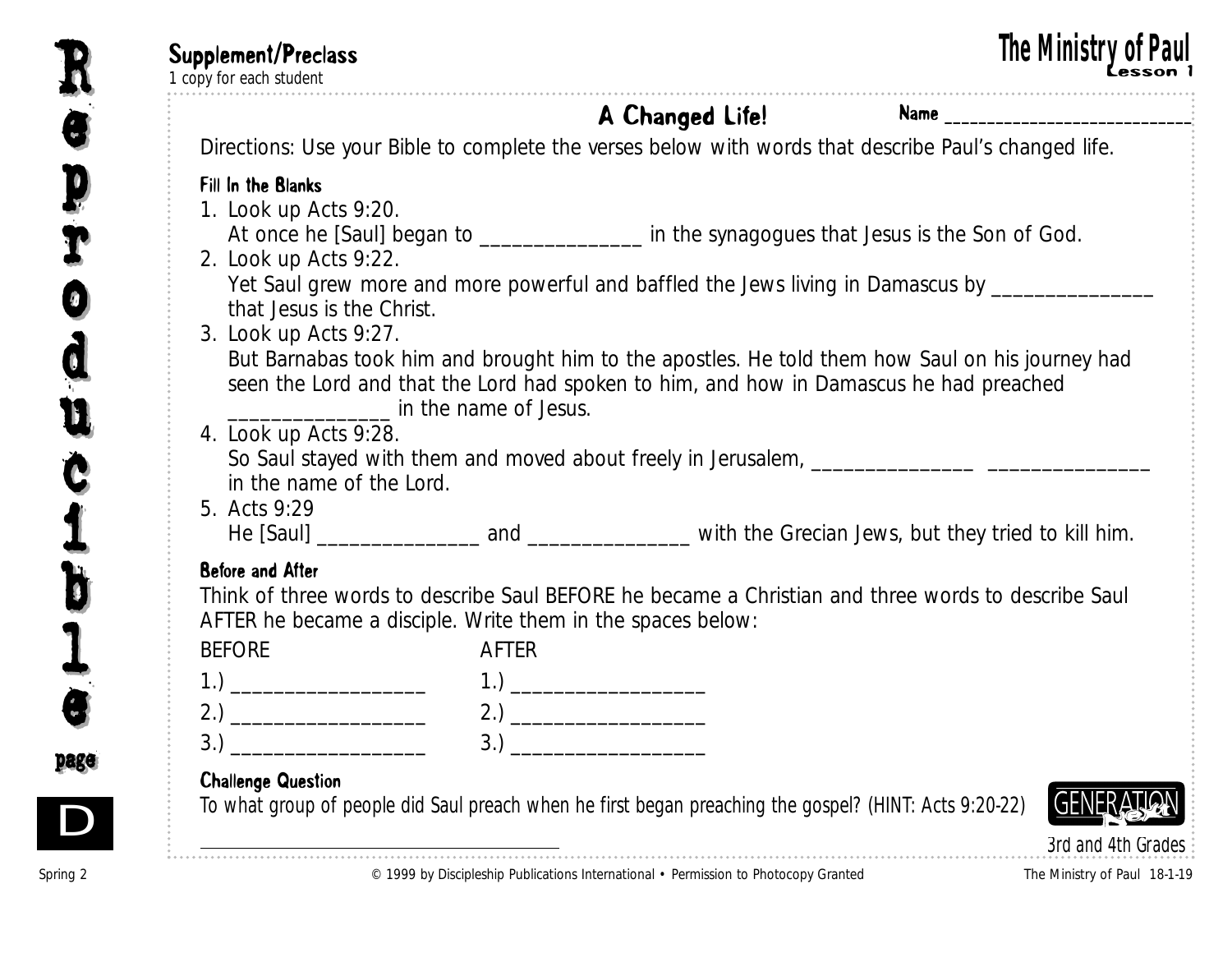**Supplement/Preclass**
1 copy for each student

**The Ministry of Paul**
**Lesson 1**

## A Changed Life!

**Name** ___________________________

Directions: Use your Bible to complete the verses below with words that describe Paul's changed life.

### Fill In the Blanks

1. Look up Acts 9:20.
   At once he [Saul] began to ______________ in the synagogues that Jesus is the Son of God.
2. Look up Acts 9:22.
   Yet Saul grew more and more powerful and baffled the Jews living in Damascus by ______________ that Jesus is the Christ.
3. Look up Acts 9:27.
   But Barnabas took him and brought him to the apostles. He told them how Saul on his journey had seen the Lord and that the Lord had spoken to him, and how in Damascus he had preached ______________ in the name of Jesus.
4. Look up Acts 9:28.
   So Saul stayed with them and moved about freely in Jerusalem, ______________ ______________ in the name of the Lord.
5. Acts 9:29
   He [Saul] ______________ and ______________ with the Grecian Jews, but they tried to kill him.

### Before and After

Think of three words to describe Saul BEFORE he became a Christian and three words to describe Saul AFTER he became a disciple. Write them in the spaces below:

| BEFORE | AFTER |
|---|---|
| 1.) _________________ | 1.) _________________ |
| 2.) _________________ | 2.) _________________ |
| 3.) _________________ | 3.) _________________ |

### Challenge Question

*To what group of people did Saul preach when he first began preaching the gospel? (HINT: Acts 9:20-22)*

______________________________________

Generation Next
3rd and 4th Grades

Reproducible page D

Spring 2 © 1999 by Discipleship Publications International • Permission to Photocopy Granted The Ministry of Paul 18-1-19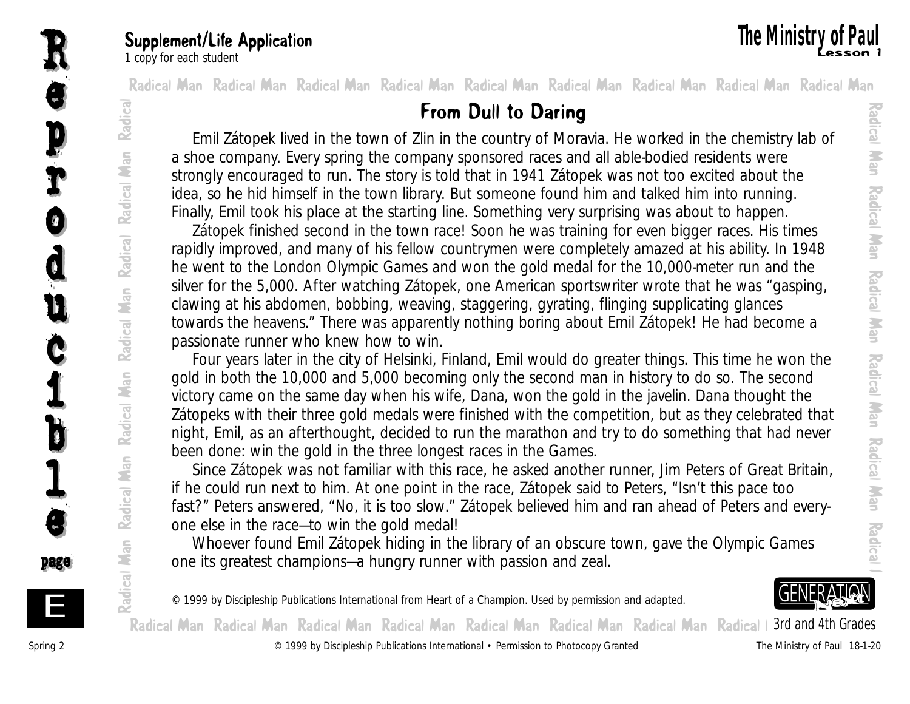Supplement/Life Application

1 copy for each student

# The Ministry of Paul

Lesson 1

## From Dull to Daring

Emil Zátopek lived in the town of Zlin in the country of Moravia. He worked in the chemistry lab of a shoe company. Every spring the company sponsored races and all able-bodied residents were strongly encouraged to run. The story is told that in 1941 Zátopek was not too excited about the idea, so he hid himself in the town library. But someone found him and talked him into running. Finally, Emil took his place at the starting line. Something very surprising was about to happen.

Zátopek finished second in the town race! Soon he was training for even bigger races. His times rapidly improved, and many of his fellow countrymen were completely amazed at his ability. In 1948 he went to the London Olympic Games and won the gold medal for the 10,000-meter run and the silver for the 5,000. After watching Zátopek, one American sportswriter wrote that he was "gasping, clawing at his abdomen, bobbing, weaving, staggering, gyrating, flinging supplicating glances towards the heavens." There was apparently nothing boring about Emil Zátopek! He had become a passionate runner who knew how to win.

Four years later in the city of Helsinki, Finland, Emil would do greater things. This time he won the gold in both the 10,000 and 5,000 becoming only the second man in history to do so. The second victory came on the same day when his wife, Dana, won the gold in the javelin. Dana thought the Zátopeks with their three gold medals were finished with the competition, but as they celebrated that night, Emil, as an afterthought, decided to run the marathon and try to do something that had never been done: win the gold in the three longest races in the Games.

Since Zátopek was not familiar with this race, he asked another runner, Jim Peters of Great Britain, if he could run next to him. At one point in the race, Zátopek said to Peters, "Isn't this pace too fast?" Peters answered, "No, it is too slow." Zátopek believed him and ran ahead of Peters and everyone else in the race—to win the gold medal!

Whoever found Emil Zátopek hiding in the library of an obscure town, gave the Olympic Games one its greatest champions—a hungry runner with passion and zeal.

© 1999 by Discipleship Publications International from Heart of a Champion. Used by permission and adapted.

3rd and 4th Grades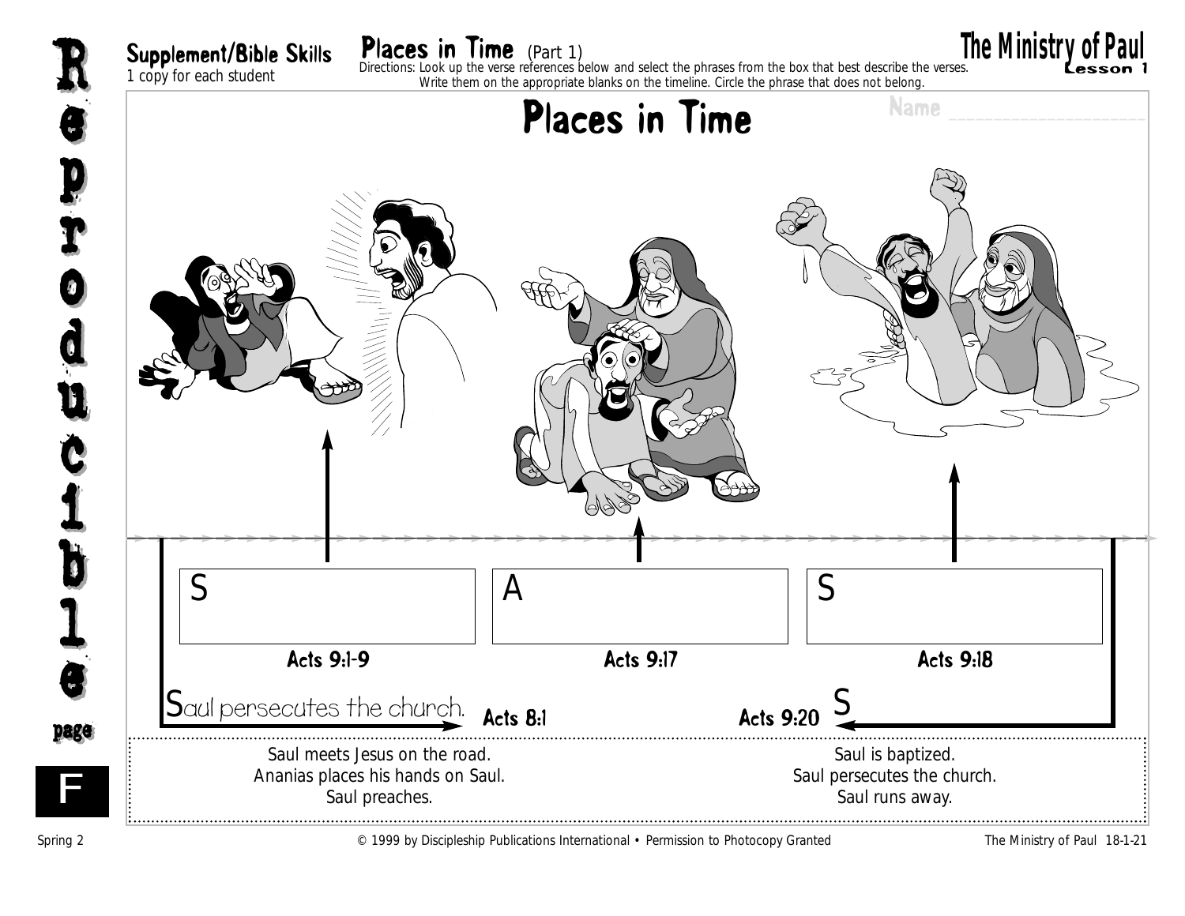**Supplement/Bible Skills**
1 copy for each student

## Places in Time (Part 1)

Directions: Look up the verse references below and select the phrases from the box that best describe the verses. Write them on the appropriate blanks on the timeline. Circle the phrase that does not belong.

**The Ministry of Paul**
**Lesson 1**

# Places in Time

Name ____________________

S

Acts 9:1-9

A

Acts 9:17

S

Acts 9:18

Saul persecutes the church. Acts 8:1

Acts 9:20 S

Saul meets Jesus on the road.
Ananias places his hands on Saul.
Saul preaches.

Saul is baptized.
Saul persecutes the church.
Saul runs away.

Reproducible page F